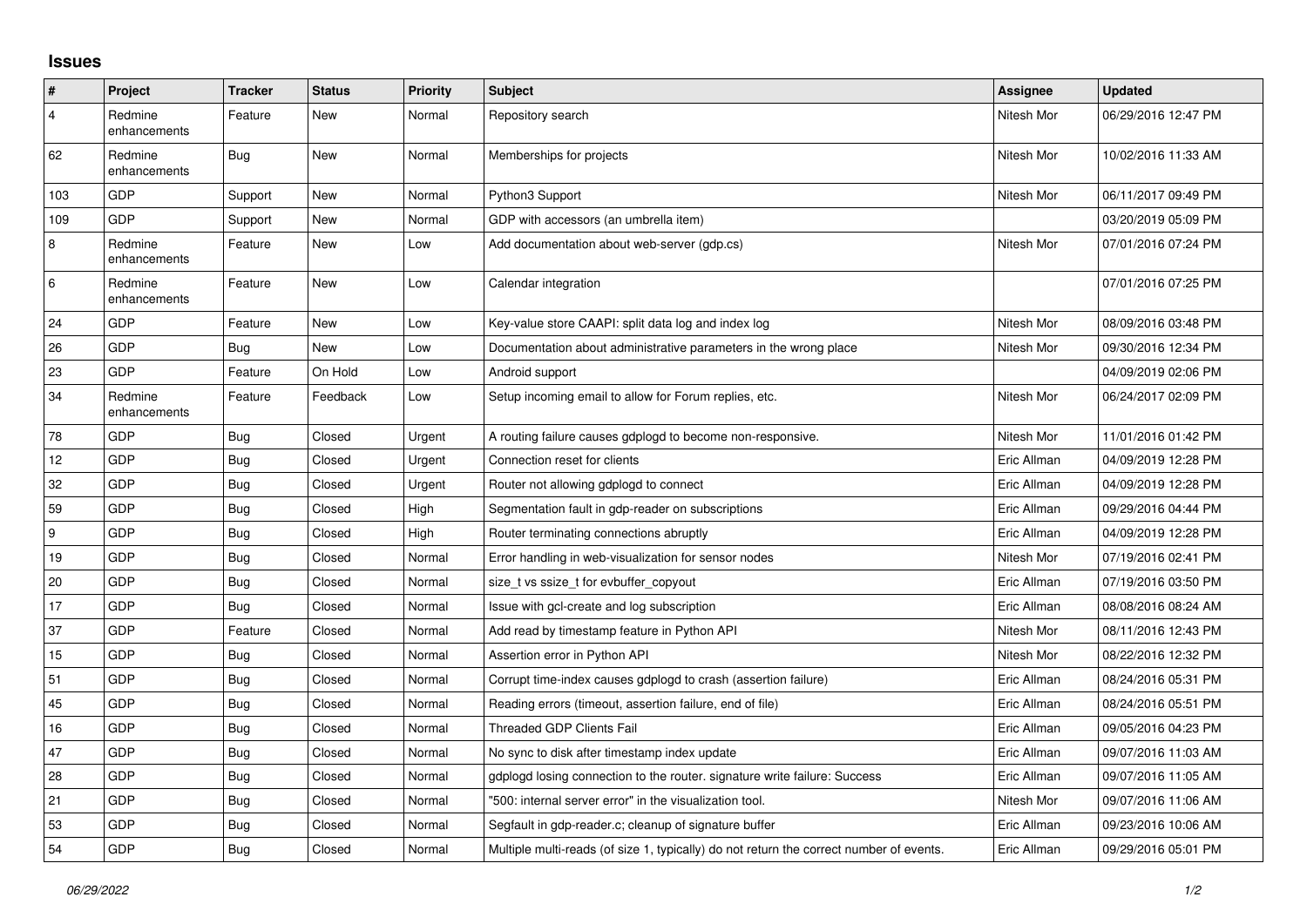# Issues

| # | Project | Tracker | Status | Priority | Subject | Assignee | Updated |
|---|---|---|---|---|---|---|---|
| 4 | Redmine enhancements | Feature | New | Normal | Repository search | Nitesh Mor | 06/29/2016 12:47 PM |
| 62 | Redmine enhancements | Bug | New | Normal | Memberships for projects | Nitesh Mor | 10/02/2016 11:33 AM |
| 103 | GDP | Support | New | Normal | Python3 Support | Nitesh Mor | 06/11/2017 09:49 PM |
| 109 | GDP | Support | New | Normal | GDP with accessors (an umbrella item) | | 03/20/2019 05:09 PM |
| 8 | Redmine enhancements | Feature | New | Low | Add documentation about web-server (gdp.cs) | Nitesh Mor | 07/01/2016 07:24 PM |
| 6 | Redmine enhancements | Feature | New | Low | Calendar integration | | 07/01/2016 07:25 PM |
| 24 | GDP | Feature | New | Low | Key-value store CAAPI: split data log and index log | Nitesh Mor | 08/09/2016 03:48 PM |
| 26 | GDP | Bug | New | Low | Documentation about administrative parameters in the wrong place | Nitesh Mor | 09/30/2016 12:34 PM |
| 23 | GDP | Feature | On Hold | Low | Android support | | 04/09/2019 02:06 PM |
| 34 | Redmine enhancements | Feature | Feedback | Low | Setup incoming email to allow for Forum replies, etc. | Nitesh Mor | 06/24/2017 02:09 PM |
| 78 | GDP | Bug | Closed | Urgent | A routing failure causes gdplogd to become non-responsive. | Nitesh Mor | 11/01/2016 01:42 PM |
| 12 | GDP | Bug | Closed | Urgent | Connection reset for clients | Eric Allman | 04/09/2019 12:28 PM |
| 32 | GDP | Bug | Closed | Urgent | Router not allowing gdplogd to connect | Eric Allman | 04/09/2019 12:28 PM |
| 59 | GDP | Bug | Closed | High | Segmentation fault in gdp-reader on subscriptions | Eric Allman | 09/29/2016 04:44 PM |
| 9 | GDP | Bug | Closed | High | Router terminating connections abruptly | Eric Allman | 04/09/2019 12:28 PM |
| 19 | GDP | Bug | Closed | Normal | Error handling in web-visualization for sensor nodes | Nitesh Mor | 07/19/2016 02:41 PM |
| 20 | GDP | Bug | Closed | Normal | size_t vs ssize_t for evbuffer_copyout | Eric Allman | 07/19/2016 03:50 PM |
| 17 | GDP | Bug | Closed | Normal | Issue with gcl-create and log subscription | Eric Allman | 08/08/2016 08:24 AM |
| 37 | GDP | Feature | Closed | Normal | Add read by timestamp feature in Python API | Nitesh Mor | 08/11/2016 12:43 PM |
| 15 | GDP | Bug | Closed | Normal | Assertion error in Python API | Nitesh Mor | 08/22/2016 12:32 PM |
| 51 | GDP | Bug | Closed | Normal | Corrupt time-index causes gdplogd to crash (assertion failure) | Eric Allman | 08/24/2016 05:31 PM |
| 45 | GDP | Bug | Closed | Normal | Reading errors (timeout, assertion failure, end of file) | Eric Allman | 08/24/2016 05:51 PM |
| 16 | GDP | Bug | Closed | Normal | Threaded GDP Clients Fail | Eric Allman | 09/05/2016 04:23 PM |
| 47 | GDP | Bug | Closed | Normal | No sync to disk after timestamp index update | Eric Allman | 09/07/2016 11:03 AM |
| 28 | GDP | Bug | Closed | Normal | gdplogd losing connection to the router. signature write failure: Success | Eric Allman | 09/07/2016 11:05 AM |
| 21 | GDP | Bug | Closed | Normal | "500: internal server error" in the visualization tool. | Nitesh Mor | 09/07/2016 11:06 AM |
| 53 | GDP | Bug | Closed | Normal | Segfault in gdp-reader.c; cleanup of signature buffer | Eric Allman | 09/23/2016 10:06 AM |
| 54 | GDP | Bug | Closed | Normal | Multiple multi-reads (of size 1, typically) do not return the correct number of events. | Eric Allman | 09/29/2016 05:01 PM |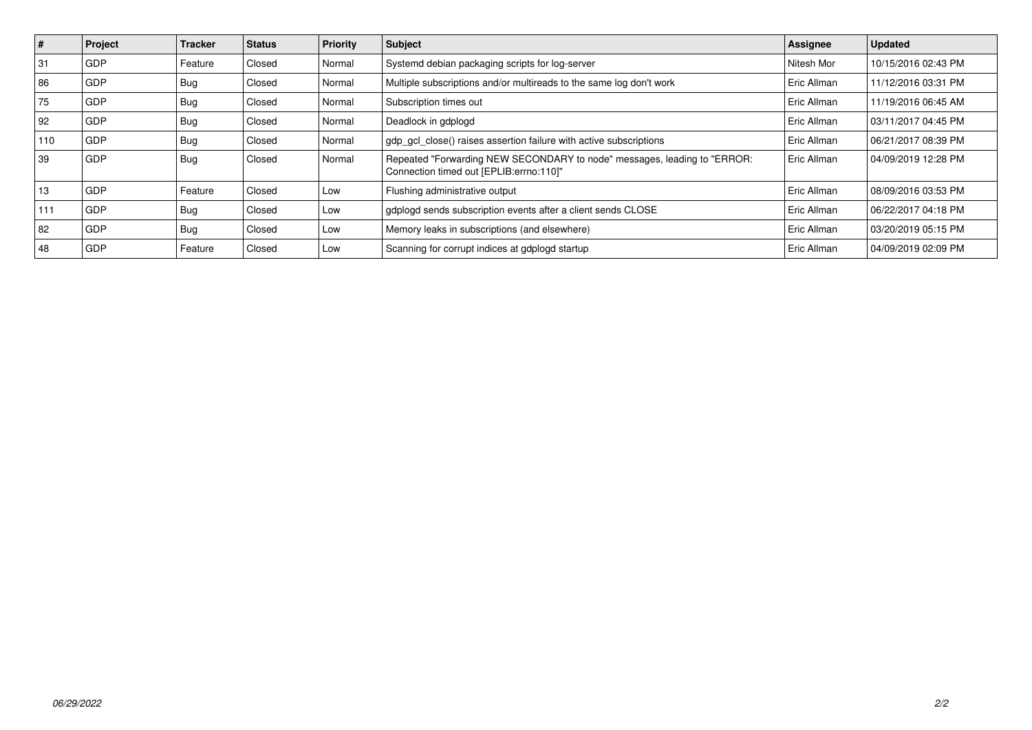| # | Project | Tracker | Status | Priority | Subject | Assignee | Updated |
|---|---|---|---|---|---|---|---|
| 31 | GDP | Feature | Closed | Normal | Systemd debian packaging scripts for log-server | Nitesh Mor | 10/15/2016 02:43 PM |
| 86 | GDP | Bug | Closed | Normal | Multiple subscriptions and/or multireads to the same log don't work | Eric Allman | 11/12/2016 03:31 PM |
| 75 | GDP | Bug | Closed | Normal | Subscription times out | Eric Allman | 11/19/2016 06:45 AM |
| 92 | GDP | Bug | Closed | Normal | Deadlock in gdplogd | Eric Allman | 03/11/2017 04:45 PM |
| 110 | GDP | Bug | Closed | Normal | gdp_gcl_close() raises assertion failure with active subscriptions | Eric Allman | 06/21/2017 08:39 PM |
| 39 | GDP | Bug | Closed | Normal | Repeated "Forwarding NEW SECONDARY to node" messages, leading to "ERROR: Connection timed out [EPLIB:errno:110]" | Eric Allman | 04/09/2019 12:28 PM |
| 13 | GDP | Feature | Closed | Low | Flushing administrative output | Eric Allman | 08/09/2016 03:53 PM |
| 111 | GDP | Bug | Closed | Low | gdplogd sends subscription events after a client sends CLOSE | Eric Allman | 06/22/2017 04:18 PM |
| 82 | GDP | Bug | Closed | Low | Memory leaks in subscriptions (and elsewhere) | Eric Allman | 03/20/2019 05:15 PM |
| 48 | GDP | Feature | Closed | Low | Scanning for corrupt indices at gdplogd startup | Eric Allman | 04/09/2019 02:09 PM |